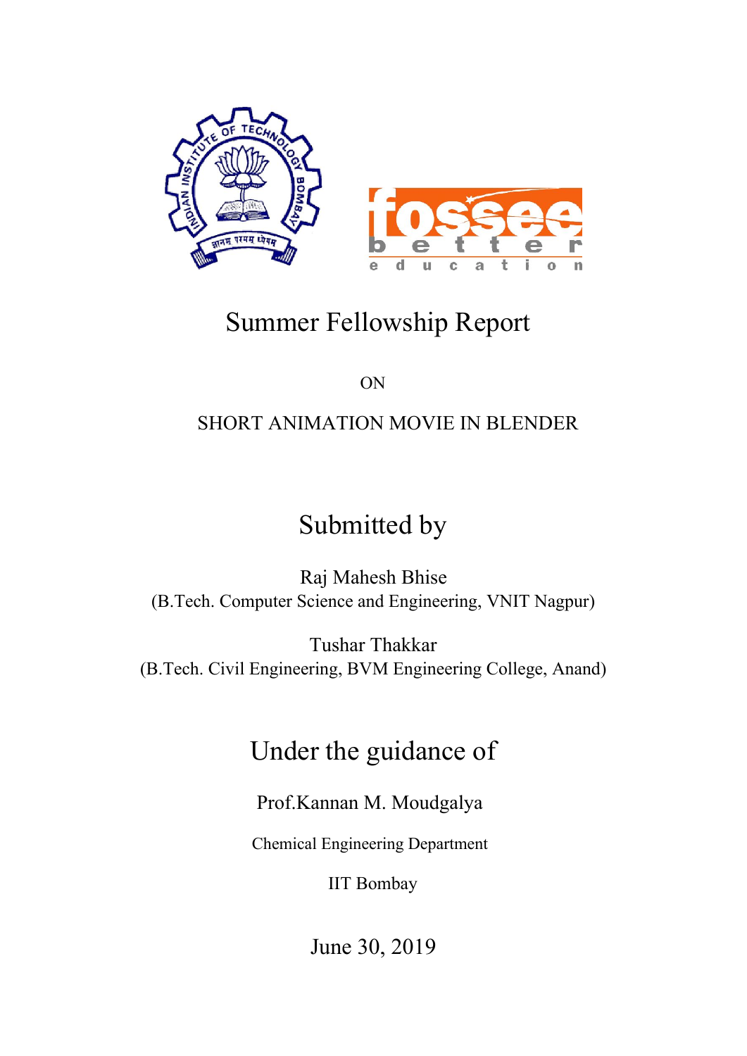# Summer Fellowship Report

ON

SHORT ANIMATION MOVIE IN BLENDER

## Submitted by

Raj Mahesh Bhise
(B.Tech. Computer Science and Engineering, VNIT Nagpur)

Tushar Thakkar
(B.Tech. Civil Engineering, BVM Engineering College, Anand)

## Under the guidance of

Prof.Kannan M. Moudgalya

Chemical Engineering Department

IIT Bombay

June 30, 2019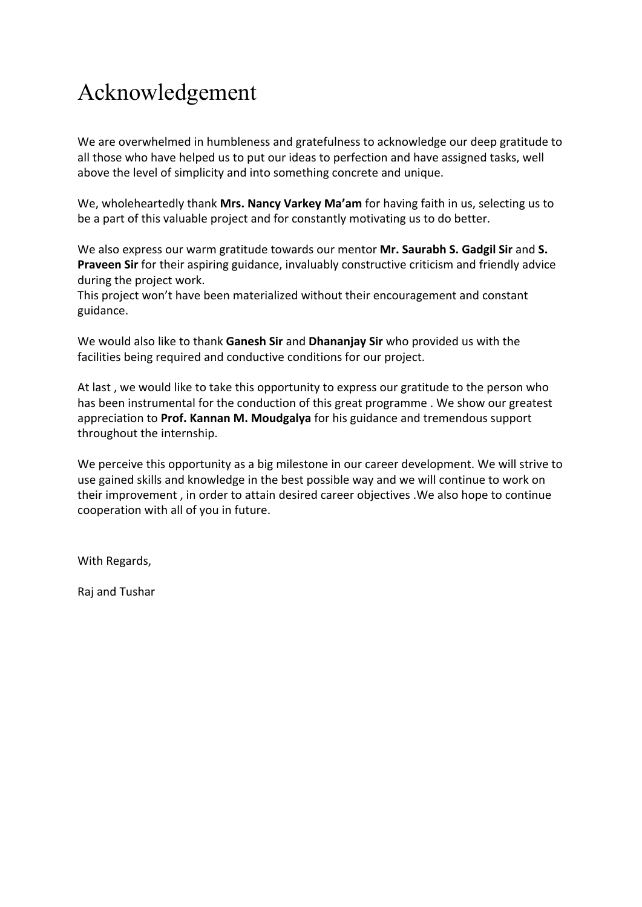# Acknowledgement

We are overwhelmed in humbleness and gratefulness to acknowledge our deep gratitude to all those who have helped us to put our ideas to perfection and have assigned tasks, well above the level of simplicity and into something concrete and unique.

We, wholeheartedly thank **Mrs. Nancy Varkey Ma'am** for having faith in us, selecting us to be a part of this valuable project and for constantly motivating us to do better.

We also express our warm gratitude towards our mentor **Mr. Saurabh S. Gadgil Sir** and **S. Praveen Sir** for their aspiring guidance, invaluably constructive criticism and friendly advice during the project work.
This project won't have been materialized without their encouragement and constant guidance.

We would also like to thank **Ganesh Sir** and **Dhananjay Sir** who provided us with the facilities being required and conductive conditions for our project.

At last , we would like to take this opportunity to express our gratitude to the person who has been instrumental for the conduction of this great programme . We show our greatest appreciation to **Prof. Kannan M. Moudgalya** for his guidance and tremendous support throughout the internship.

We perceive this opportunity as a big milestone in our career development. We will strive to use gained skills and knowledge in the best possible way and we will continue to work on their improvement , in order to attain desired career objectives .We also hope to continue cooperation with all of you in future.

With Regards,

Raj and Tushar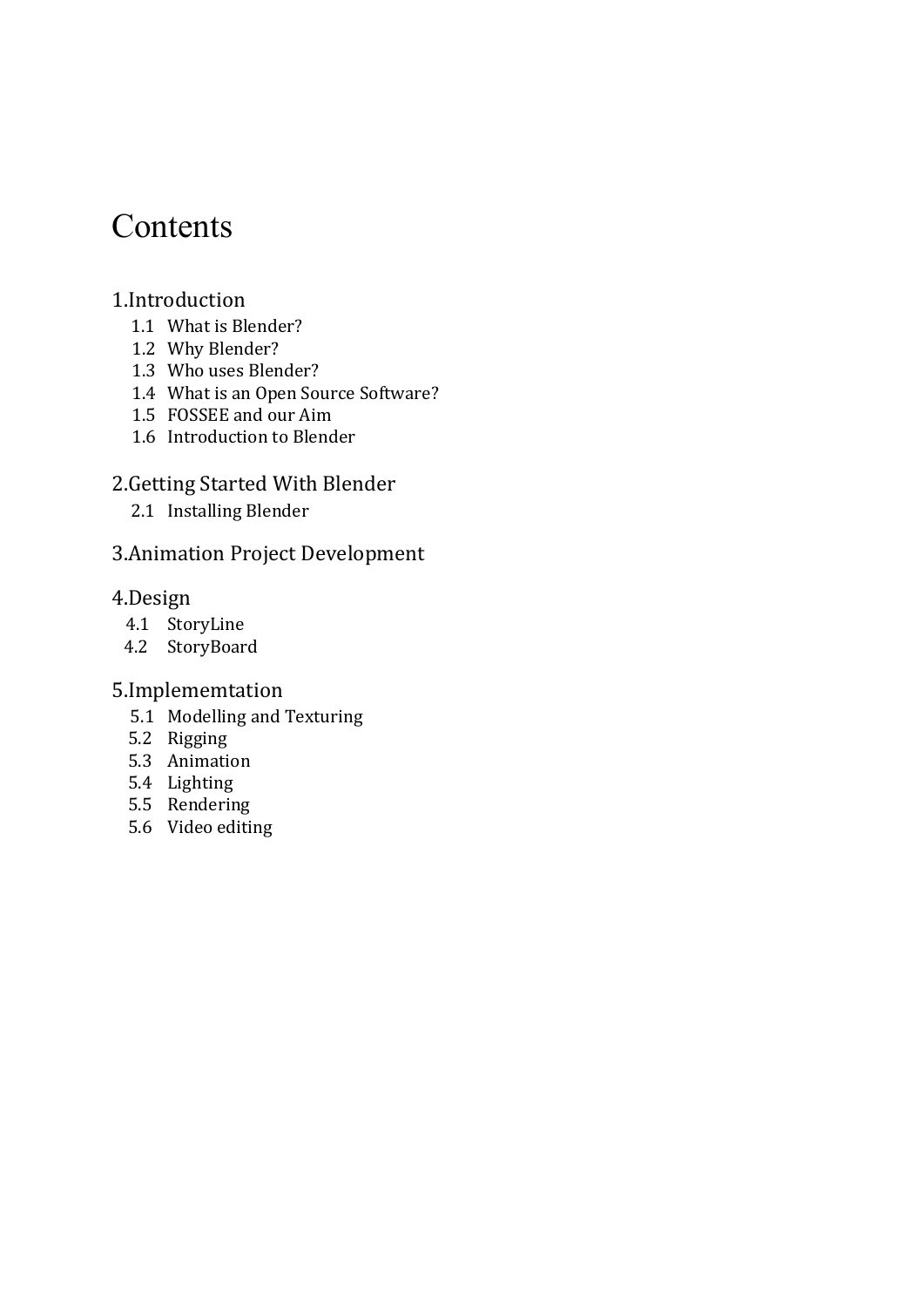# Contents

## 1.Introduction

- 1.1 What is Blender?
- 1.2 Why Blender?
- 1.3 Who uses Blender?
- 1.4 What is an Open Source Software?
- 1.5 FOSSEE and our Aim
- 1.6 Introduction to Blender

## 2.Getting Started With Blender

- 2.1 Installing Blender

## 3.Animation Project Development

## 4.Design

- 4.1 StoryLine
- 4.2 StoryBoard

## 5.Implememtation

- 5.1 Modelling and Texturing
- 5.2 Rigging
- 5.3 Animation
- 5.4 Lighting
- 5.5 Rendering
- 5.6 Video editing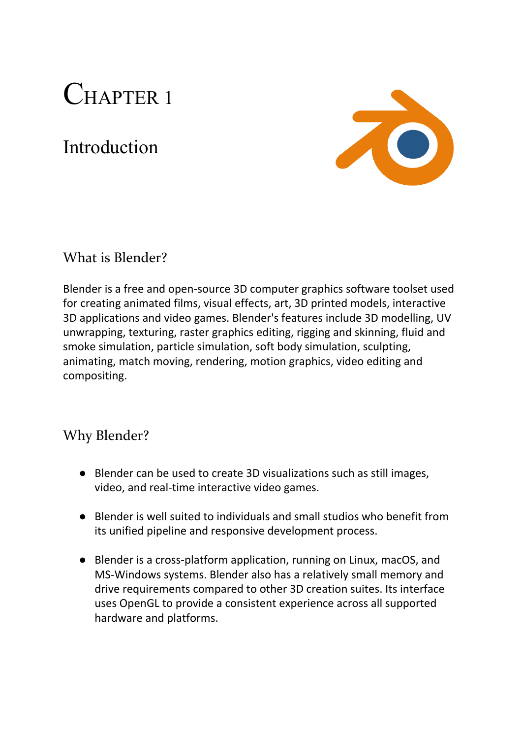# Chapter 1

# Introduction

## What is Blender?

Blender is a free and open-source 3D computer graphics software toolset used for creating animated films, visual effects, art, 3D printed models, interactive 3D applications and video games. Blender's features include 3D modelling, UV unwrapping, texturing, raster graphics editing, rigging and skinning, fluid and smoke simulation, particle simulation, soft body simulation, sculpting, animating, match moving, rendering, motion graphics, video editing and compositing.

## Why Blender?

- Blender can be used to create 3D visualizations such as still images, video, and real-time interactive video games.

- Blender is well suited to individuals and small studios who benefit from its unified pipeline and responsive development process.

- Blender is a cross-platform application, running on Linux, macOS, and MS-Windows systems. Blender also has a relatively small memory and drive requirements compared to other 3D creation suites. Its interface uses OpenGL to provide a consistent experience across all supported hardware and platforms.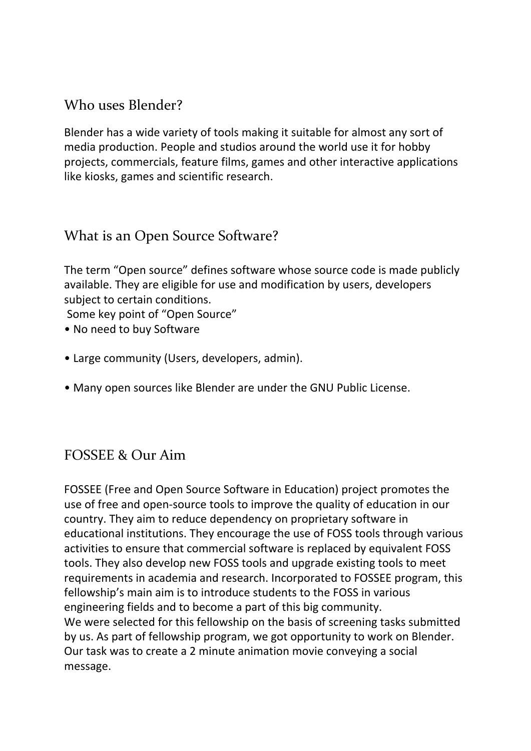## Who uses Blender?

Blender has a wide variety of tools making it suitable for almost any sort of media production. People and studios around the world use it for hobby projects, commercials, feature films, games and other interactive applications like kiosks, games and scientific research.

## What is an Open Source Software?

The term "Open source" defines software whose source code is made publicly available. They are eligible for use and modification by users, developers subject to certain conditions.

Some key point of "Open Source"

- No need to buy Software
- Large community (Users, developers, admin).
- Many open sources like Blender are under the GNU Public License.

## FOSSEE & Our Aim

FOSSEE (Free and Open Source Software in Education) project promotes the use of free and open-source tools to improve the quality of education in our country. They aim to reduce dependency on proprietary software in educational institutions. They encourage the use of FOSS tools through various activities to ensure that commercial software is replaced by equivalent FOSS tools. They also develop new FOSS tools and upgrade existing tools to meet requirements in academia and research. Incorporated to FOSSEE program, this fellowship's main aim is to introduce students to the FOSS in various engineering fields and to become a part of this big community.

We were selected for this fellowship on the basis of screening tasks submitted by us. As part of fellowship program, we got opportunity to work on Blender. Our task was to create a 2 minute animation movie conveying a social message.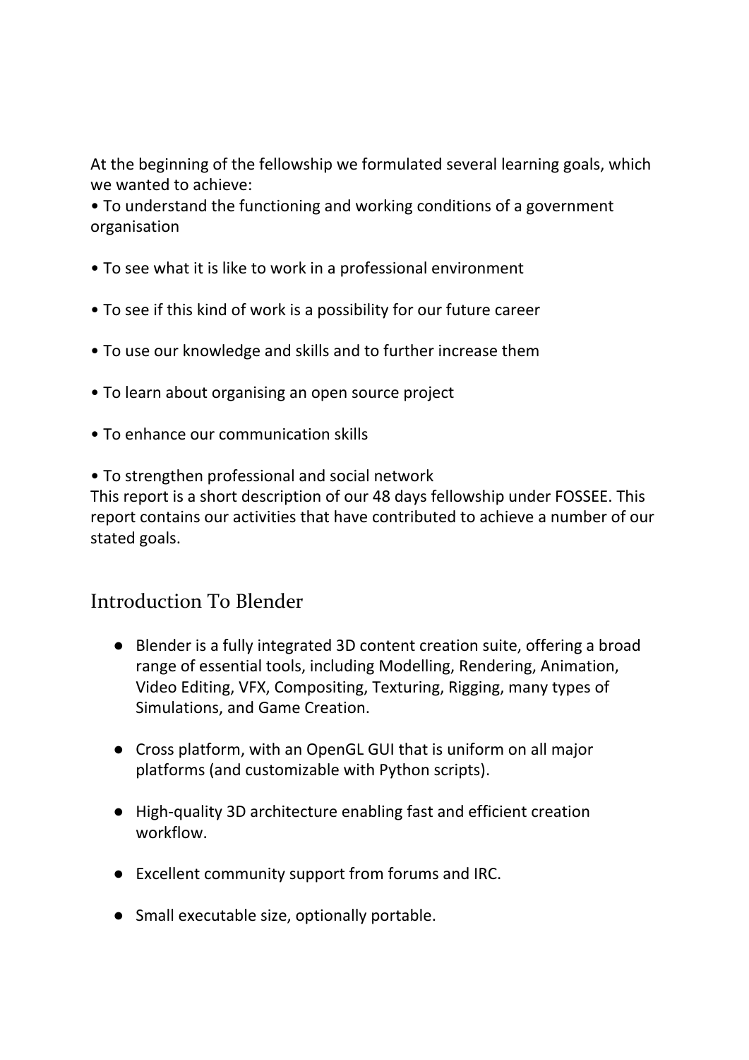At the beginning of the fellowship we formulated several learning goals, which we wanted to achieve:

• To understand the functioning and working conditions of a government organisation

• To see what it is like to work in a professional environment

• To see if this kind of work is a possibility for our future career

• To use our knowledge and skills and to further increase them

• To learn about organising an open source project

• To enhance our communication skills

• To strengthen professional and social network

This report is a short description of our 48 days fellowship under FOSSEE. This report contains our activities that have contributed to achieve a number of our stated goals.

## Introduction To Blender

- Blender is a fully integrated 3D content creation suite, offering a broad range of essential tools, including Modelling, Rendering, Animation, Video Editing, VFX, Compositing, Texturing, Rigging, many types of Simulations, and Game Creation.
- Cross platform, with an OpenGL GUI that is uniform on all major platforms (and customizable with Python scripts).
- High-quality 3D architecture enabling fast and efficient creation workflow.
- Excellent community support from forums and IRC.
- Small executable size, optionally portable.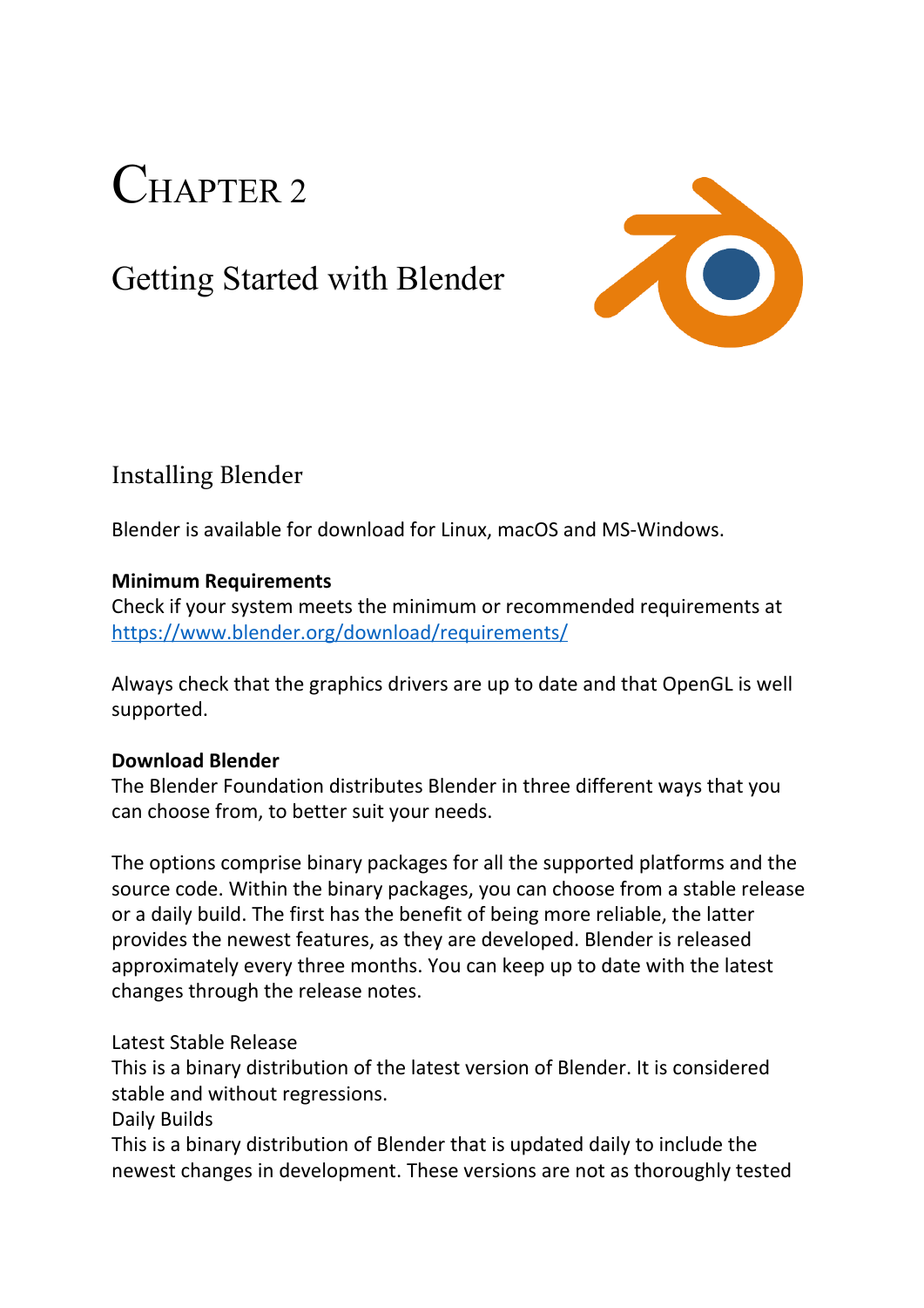# Chapter 2

## Getting Started with Blender

### Installing Blender

Blender is available for download for Linux, macOS and MS-Windows.

**Minimum Requirements**
Check if your system meets the minimum or recommended requirements at https://www.blender.org/download/requirements/

Always check that the graphics drivers are up to date and that OpenGL is well supported.

**Download Blender**
The Blender Foundation distributes Blender in three different ways that you can choose from, to better suit your needs.

The options comprise binary packages for all the supported platforms and the source code. Within the binary packages, you can choose from a stable release or a daily build. The first has the benefit of being more reliable, the latter provides the newest features, as they are developed. Blender is released approximately every three months. You can keep up to date with the latest changes through the release notes.

Latest Stable Release
This is a binary distribution of the latest version of Blender. It is considered stable and without regressions.
Daily Builds
This is a binary distribution of Blender that is updated daily to include the newest changes in development. These versions are not as thoroughly tested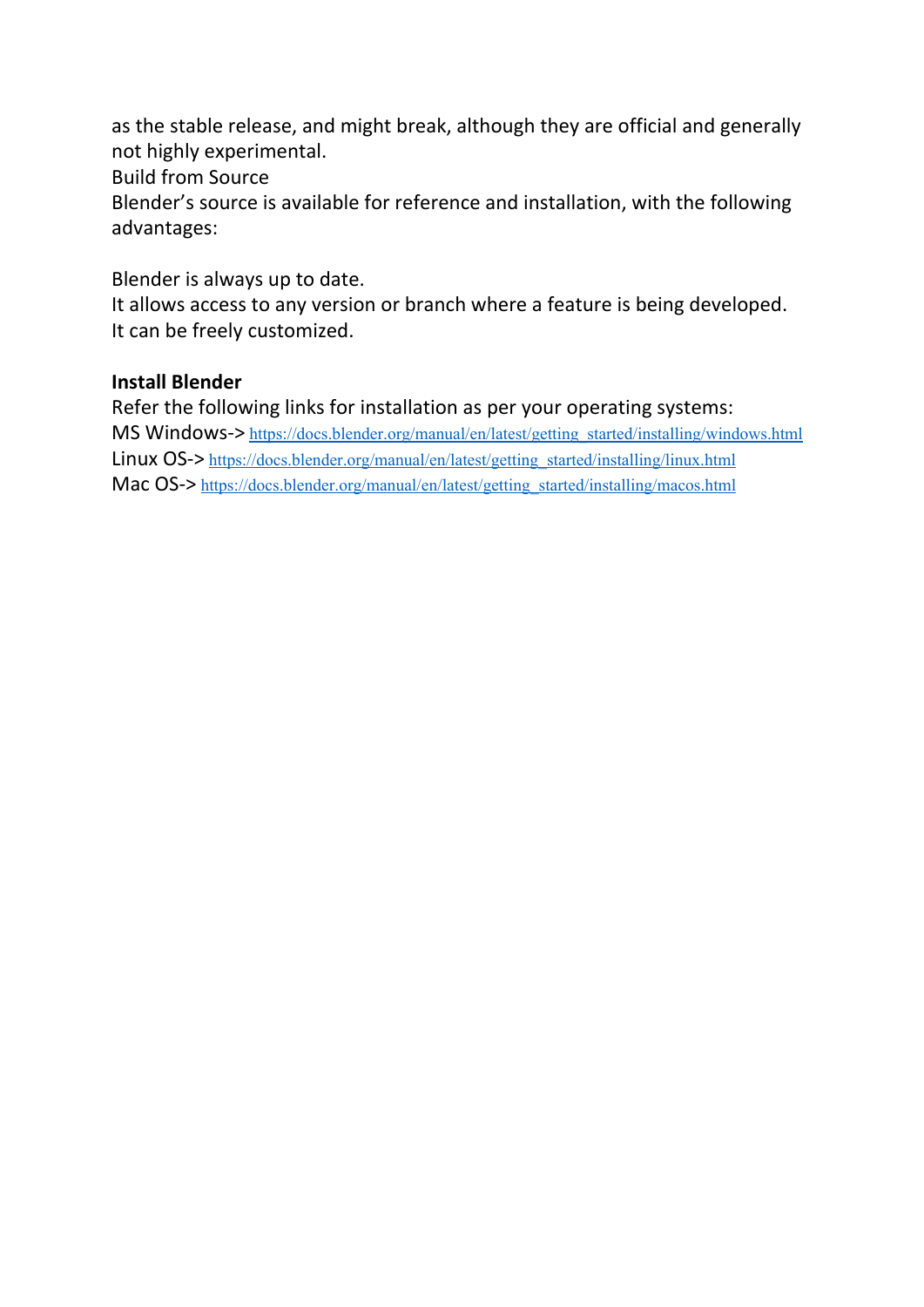as the stable release, and might break, although they are official and generally not highly experimental.

Build from Source

Blender's source is available for reference and installation, with the following advantages:

Blender is always up to date.

It allows access to any version or branch where a feature is being developed.

It can be freely customized.

**Install Blender**

Refer the following links for installation as per your operating systems:

MS Windows-> https://docs.blender.org/manual/en/latest/getting_started/installing/windows.html

Linux OS-> https://docs.blender.org/manual/en/latest/getting_started/installing/linux.html

Mac OS-> https://docs.blender.org/manual/en/latest/getting_started/installing/macos.html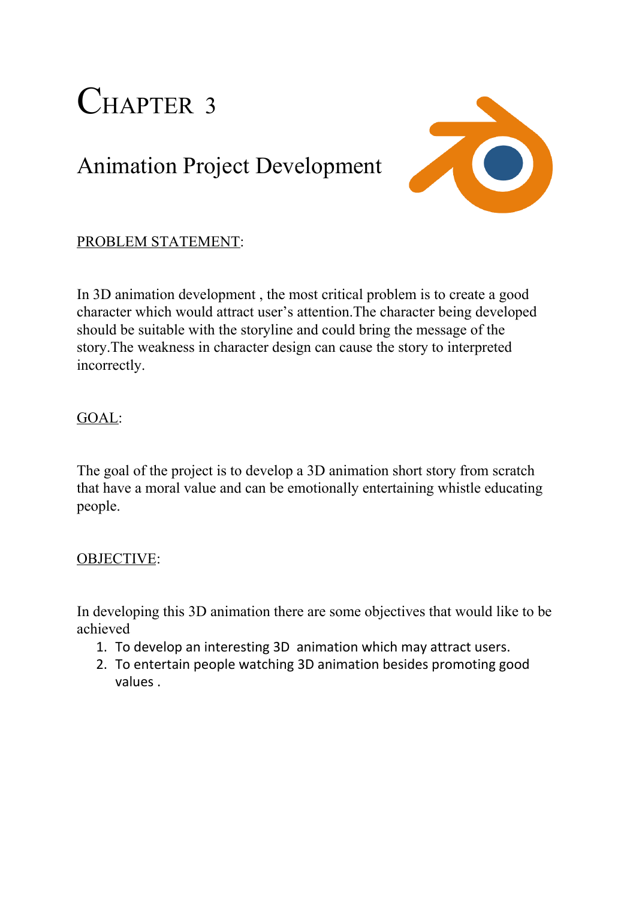# CHAPTER 3

## Animation Project Development

PROBLEM STATEMENT:

In 3D animation development , the most critical problem is to create a good character which would attract user's attention.The character being developed should be suitable with the storyline and could bring the message of the story.The weakness in character design can cause the story to interpreted incorrectly.

GOAL:

The goal of the project is to develop a 3D animation short story from scratch that have a moral value and can be emotionally entertaining whistle educating people.

OBJECTIVE:

In developing this 3D animation there are some objectives that would like to be achieved

1. To develop an interesting 3D animation which may attract users.
2. To entertain people watching 3D animation besides promoting good values .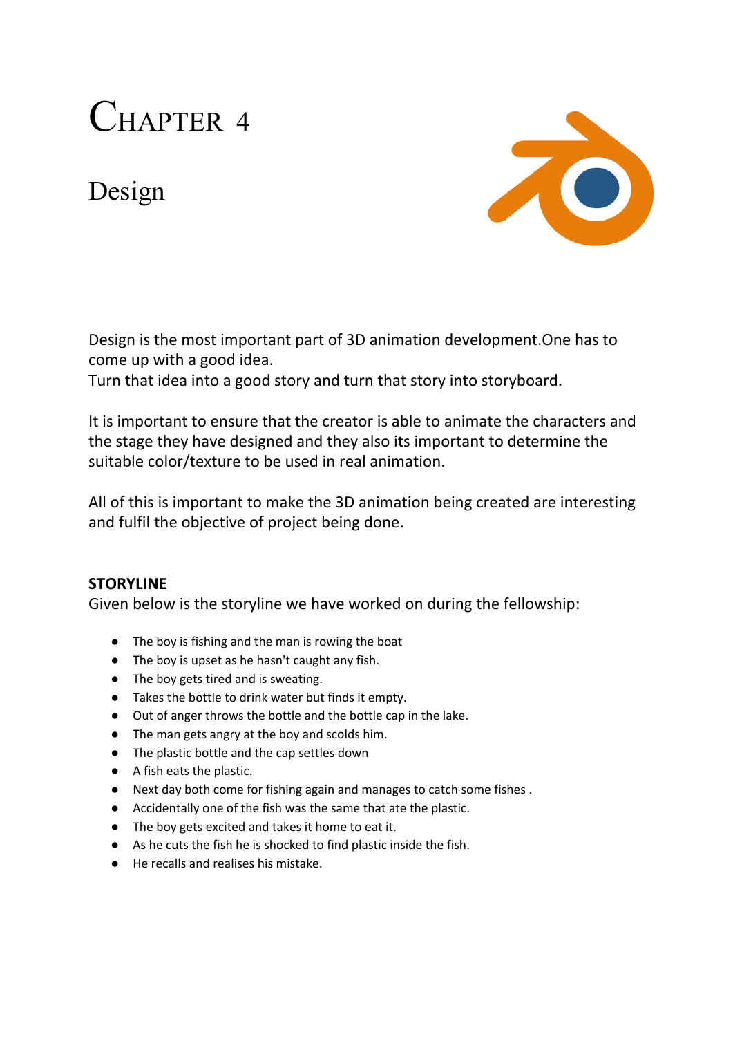# CHAPTER 4

## Design

Design is the most important part of 3D animation development.One has to come up with a good idea.
Turn that idea into a good story and turn that story into storyboard.

It is important to ensure that the creator is able to animate the characters and the stage they have designed and they also its important to determine the suitable color/texture to be used in real animation.

All of this is important to make the 3D animation being created are interesting and fulfil the objective of project being done.

**STORYLINE**
Given below is the storyline we have worked on during the fellowship:

- The boy is fishing and the man is rowing the boat
- The boy is upset as he hasn't caught any fish.
- The boy gets tired and is sweating.
- Takes the bottle to drink water but finds it empty.
- Out of anger throws the bottle and the bottle cap in the lake.
- The man gets angry at the boy and scolds him.
- The plastic bottle and the cap settles down
- A fish eats the plastic.
- Next day both come for fishing again and manages to catch some fishes .
- Accidentally one of the fish was the same that ate the plastic.
- The boy gets excited and takes it home to eat it.
- As he cuts the fish he is shocked to find plastic inside the fish.
- He recalls and realises his mistake.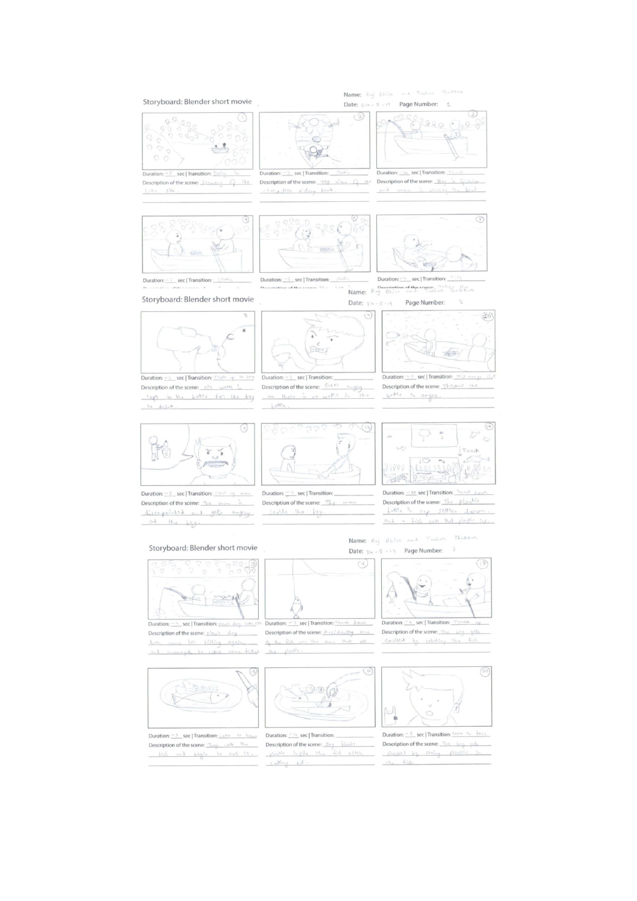## Storyboard: Blender short movie

Name: Raj Bhise and Tushar Thakkar

Date: 24-5-19 Page Number: 1

**1** — Duration: ~5 sec | Transition: Dolly in
Description of the scene: Scenery of the lake site.

**2** — Duration: ~3 sec | Transition: Static
Description of the scene: Top view of the man riding boat

**3** — Duration: ~4 sec | Transition: Truck
Description of the scene: Boy is fishing and man is steering the boat

**4** — Duration: ~3 sec | Transition: Static

**5** — Duration: ~5 sec | Transition: Static

**6** — Duration: ~4 sec | Transition: Tilt

## Storyboard: Blender short movie

Name: Raj Bhise and Tushar Thakkar

Date: 24-5-19 Page Number: 2

**8** — Duration: ~3 sec | Transition: Close up to boy
Description of the scene: No water is left in the bottle for the boy to drink.

**9** — Duration: ~3 sec | Transition:
Description of the scene: Gets angry as there is no water in the bottle.

**10** — Duration: ~5 sec | Transition: Mid range shot
Description of the scene: Throws the bottle in anger.

**11** — Duration: ~5 sec | Transition: Close up man
Description of the scene: The man is disappointed and gets angry at the boy.

**12** — Duration: ~4 sec | Transition:
Description of the scene: The man scolds the boy

**14** — Duration: ~10 sec | Transition: Truck down
Description of the scene: The plastic bottle & cap settles down. And a fish eats that plastic cap.

## Storyboard: Blender short movie

Name: Raj Bhise and Tushar Thakkar

Date: 24-5-19 Page Number: 3

**15** — Duration: ~4 sec | Transition: Next day time lapse
Description of the scene: Next day both came for fishing again, and managed to catch some fishes.

**16** — Duration: ~3 sec | Transition: Truck down
Description of the scene: Accidently one of the fish was the one that ate the plastic.

**17** — Duration: ~4 sec | Transition: Truck up
Description of the scene: The boy gets excited by catching the fish.

**18** — Duration: ~3 sec | Transition: Late to home
Description of the scene: They cook the fish and begin to eat it.

**19** — Duration: ~4 sec | Transition:
Description of the scene: Boy finds plastic inside the fish after cutting out.

**20** — Duration: ~3 sec | Transition: Zoom to face
Description of the scene: The boy gets shocked by seeing plastic in the fish.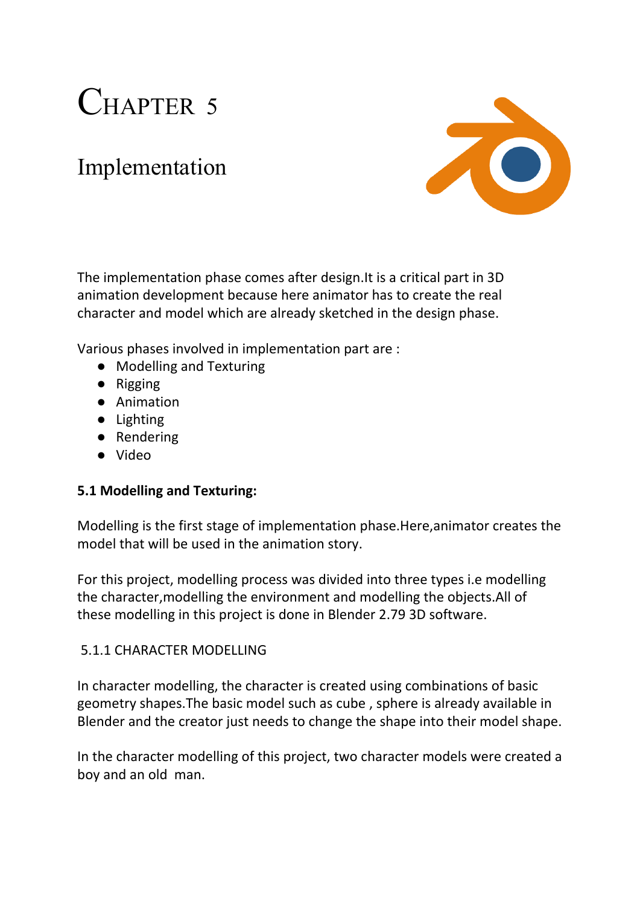# Chapter 5

## Implementation

The implementation phase comes after design.It is a critical part in 3D animation development because here animator has to create the real character and model which are already sketched in the design phase.

Various phases involved in implementation part are :

- Modelling and Texturing
- Rigging
- Animation
- Lighting
- Rendering
- Video

### 5.1 Modelling and Texturing:

Modelling is the first stage of implementation phase.Here,animator creates the model that will be used in the animation story.

For this project, modelling process was divided into three types i.e modelling the character,modelling the environment and modelling the objects.All of these modelling in this project is done in Blender 2.79 3D software.

#### 5.1.1 CHARACTER MODELLING

In character modelling, the character is created using combinations of basic geometry shapes.The basic model such as cube , sphere is already available in Blender and the creator just needs to change the shape into their model shape.

In the character modelling of this project, two character models were created a boy and an old man.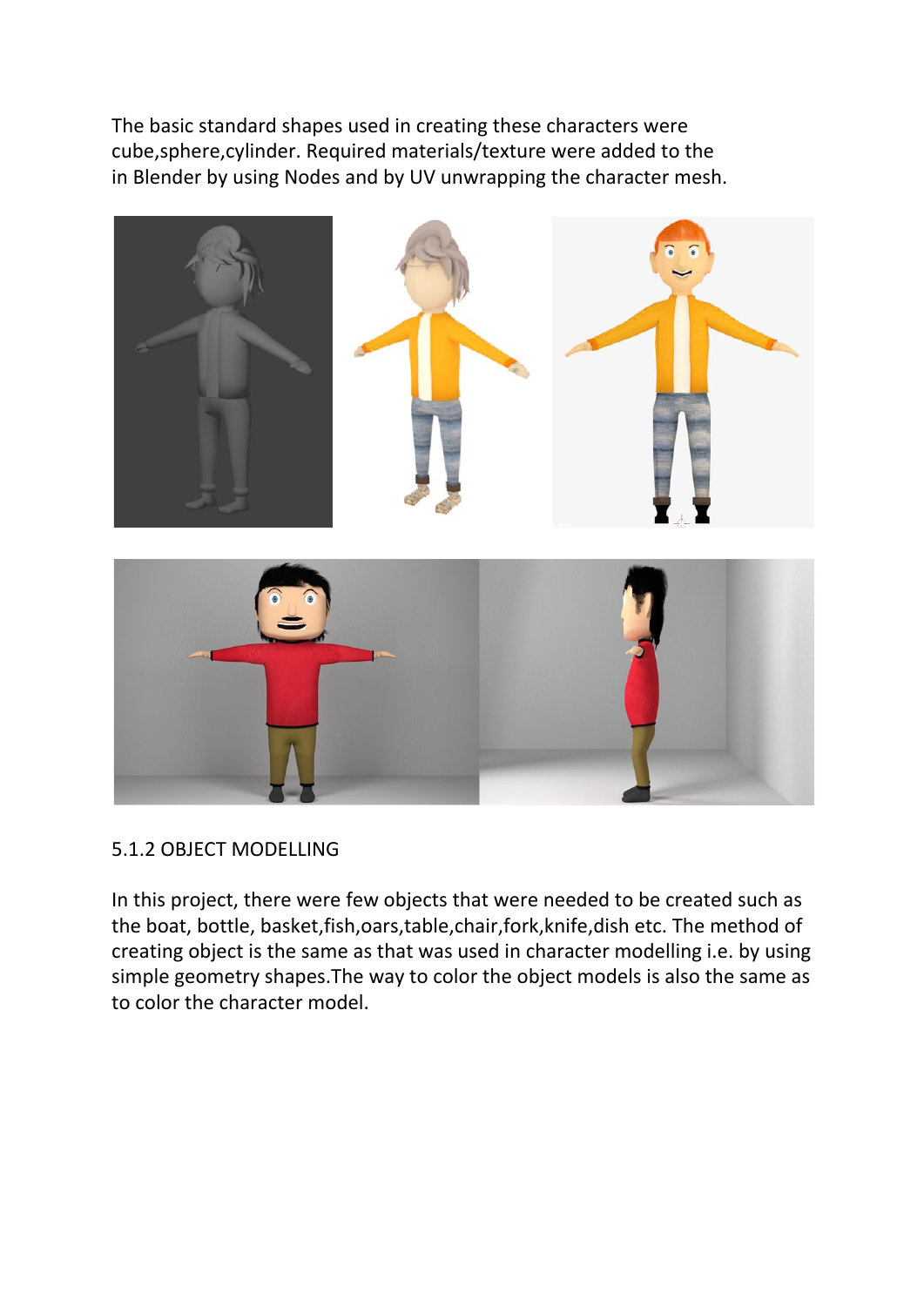The basic standard shapes used in creating these characters were cube,sphere,cylinder. Required materials/texture were added to the in Blender by using Nodes and by UV unwrapping the character mesh.

5.1.2 OBJECT MODELLING

In this project, there were few objects that were needed to be created such as the boat, bottle, basket,fish,oars,table,chair,fork,knife,dish etc. The method of creating object is the same as that was used in character modelling i.e. by using simple geometry shapes.The way to color the object models is also the same as to color the character model.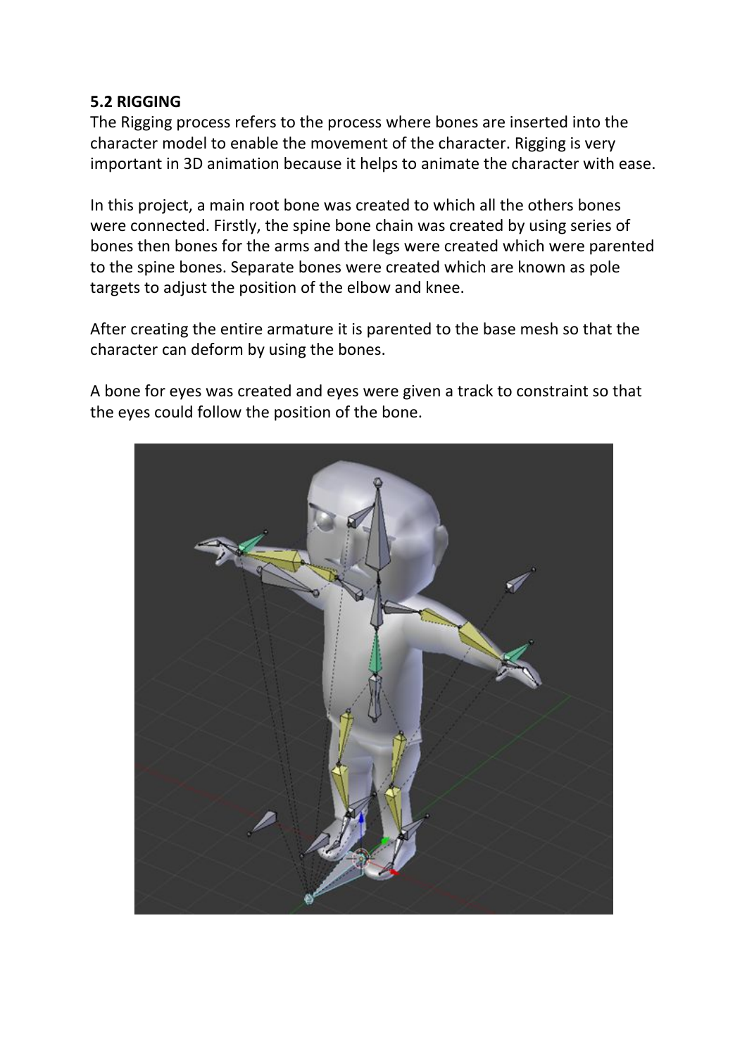**5.2 RIGGING**

The Rigging process refers to the process where bones are inserted into the character model to enable the movement of the character. Rigging is very important in 3D animation because it helps to animate the character with ease.

In this project, a main root bone was created to which all the others bones were connected. Firstly, the spine bone chain was created by using series of bones then bones for the arms and the legs were created which were parented to the spine bones. Separate bones were created which are known as pole targets to adjust the position of the elbow and knee.

After creating the entire armature it is parented to the base mesh so that the character can deform by using the bones.

A bone for eyes was created and eyes were given a track to constraint so that the eyes could follow the position of the bone.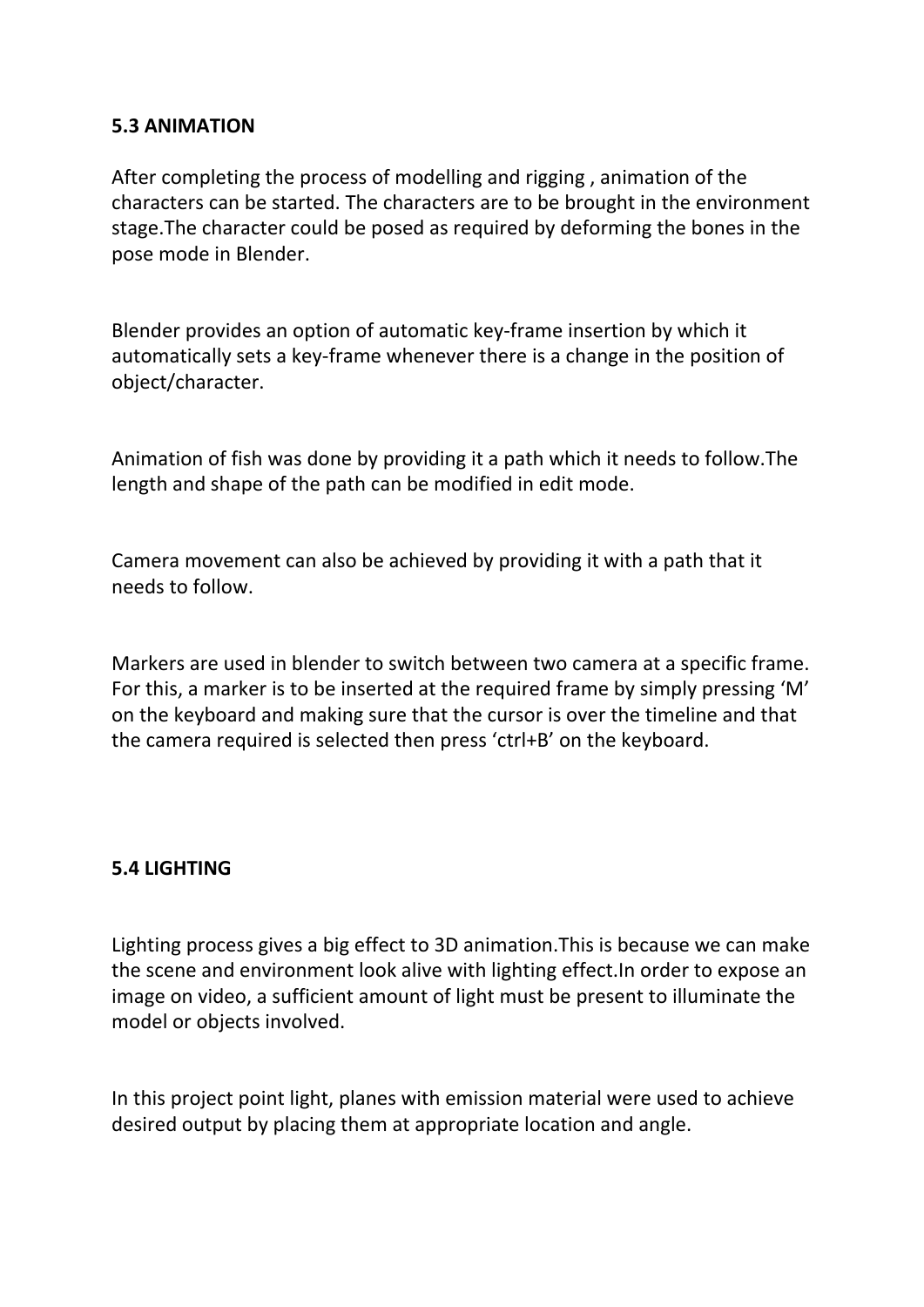**5.3 ANIMATION**

After completing the process of modelling and rigging , animation of the characters can be started. The characters are to be brought in the environment stage.The character could be posed as required by deforming the bones in the pose mode in Blender.

Blender provides an option of automatic key-frame insertion by which it automatically sets a key-frame whenever there is a change in the position of object/character.

Animation of fish was done by providing it a path which it needs to follow.The length and shape of the path can be modified in edit mode.

Camera movement can also be achieved by providing it with a path that it needs to follow.

Markers are used in blender to switch between two camera at a specific frame. For this, a marker is to be inserted at the required frame by simply pressing 'M' on the keyboard and making sure that the cursor is over the timeline and that the camera required is selected then press 'ctrl+B' on the keyboard.

**5.4 LIGHTING**

Lighting process gives a big effect to 3D animation.This is because we can make the scene and environment look alive with lighting effect.In order to expose an image on video, a sufficient amount of light must be present to illuminate the model or objects involved.

In this project point light, planes with emission material were used to achieve desired output by placing them at appropriate location and angle.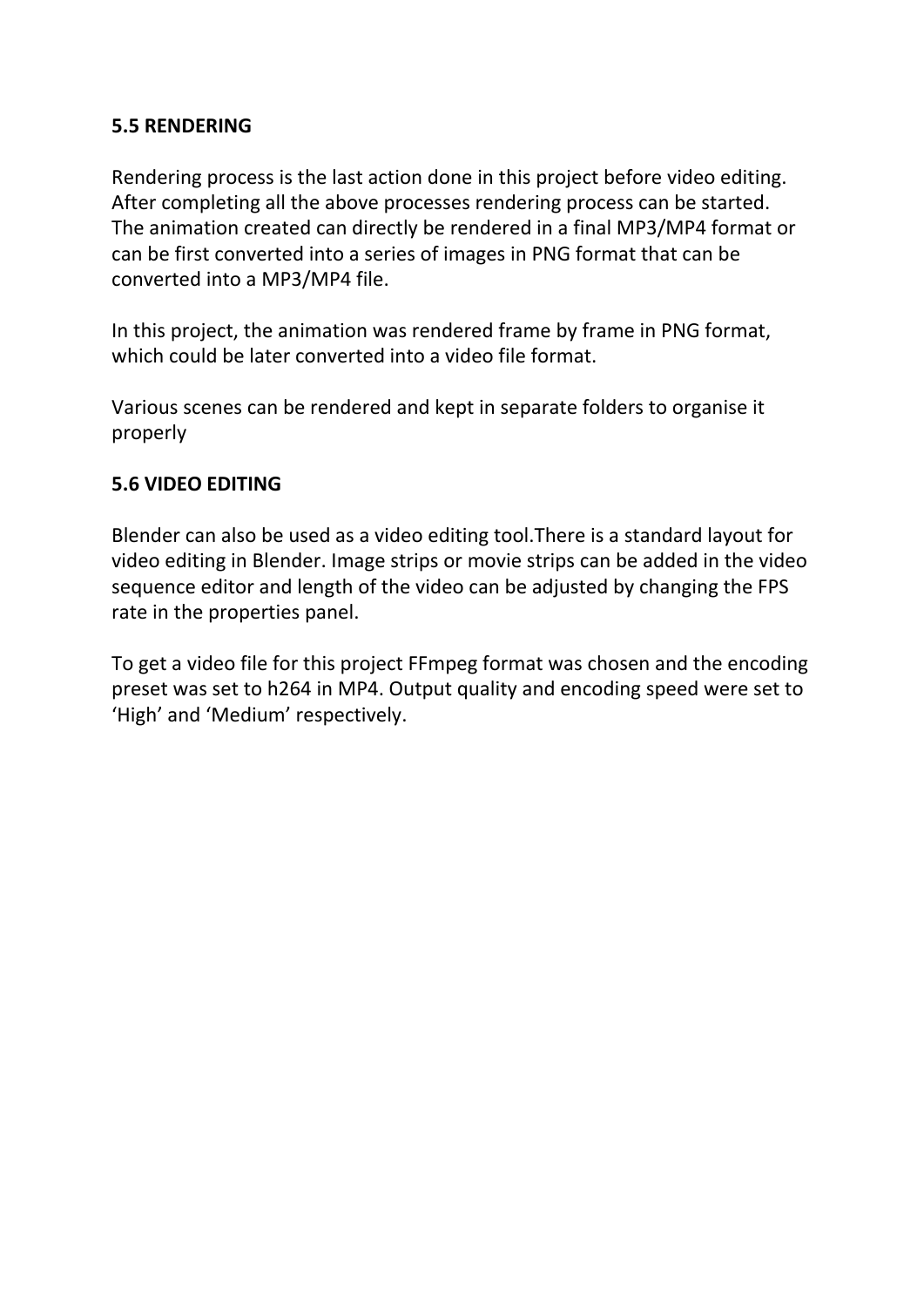**5.5 RENDERING**

Rendering process is the last action done in this project before video editing. After completing all the above processes rendering process can be started. The animation created can directly be rendered in a final MP3/MP4 format or can be first converted into a series of images in PNG format that can be converted into a MP3/MP4 file.

In this project, the animation was rendered frame by frame in PNG format, which could be later converted into a video file format.

Various scenes can be rendered and kept in separate folders to organise it properly

**5.6 VIDEO EDITING**

Blender can also be used as a video editing tool.There is a standard layout for video editing in Blender. Image strips or movie strips can be added in the video sequence editor and length of the video can be adjusted by changing the FPS rate in the properties panel.

To get a video file for this project FFmpeg format was chosen and the encoding preset was set to h264 in MP4. Output quality and encoding speed were set to ‘High’ and ‘Medium’ respectively.